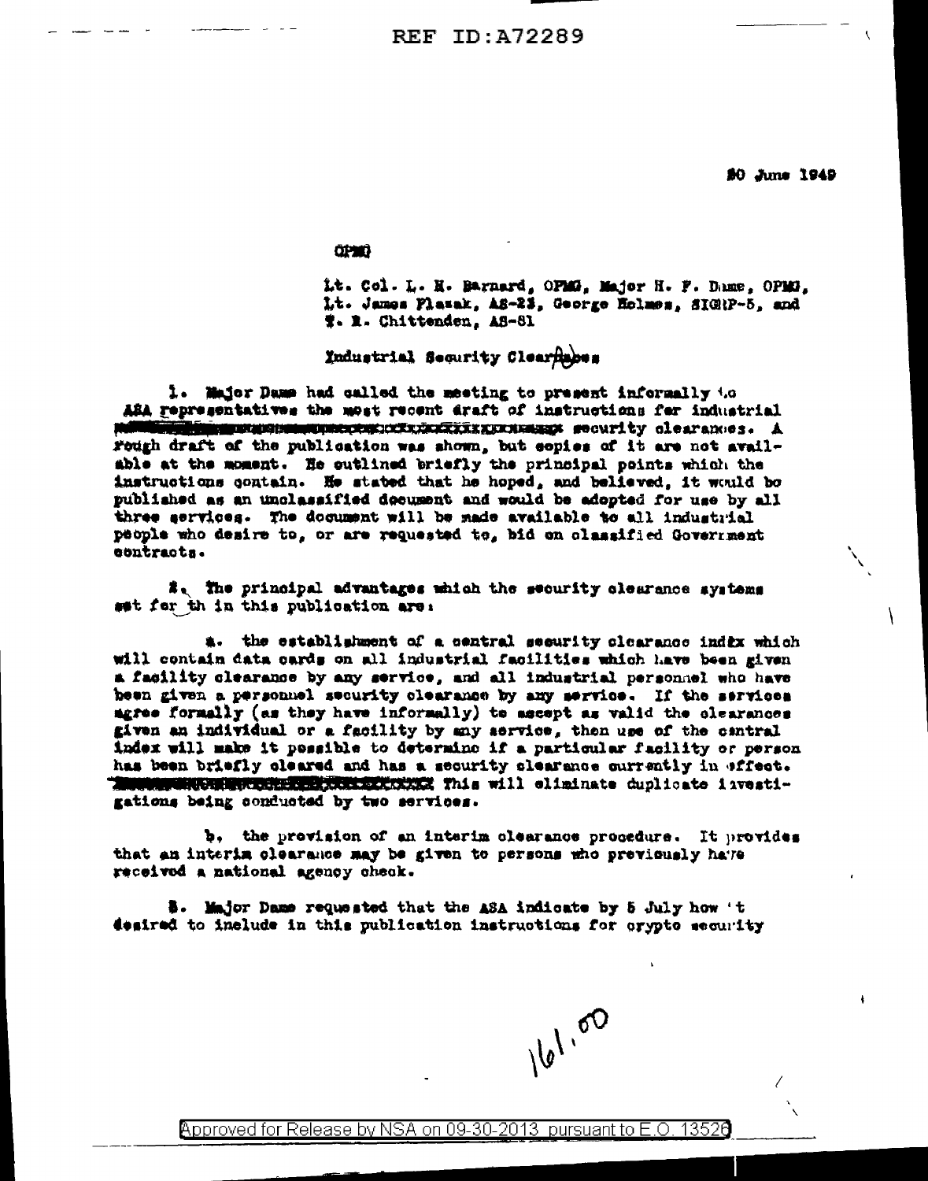REF ID:A72289

20 June 1949

OPMG

Lt. Col. L. H. Barnard, OPMG, Major H. F. Dame, OPMG, Lt. James Flasak, AS-23, George Holmes, SIGRP-5, and T. R. Chittenden, AS-81

Industrial Security Clearances

1. Major Dame had called the meeting to present informally to ASA representatives the most recent draft of instructions for industrial security clearances. A rough draft of the publication was shown, but copies of it are not available at the moment. He outlined briefly the principal points which the instructions contain. He stated that he hoped, and believed, it would be published as an unclassified document and would be adopted for use by all three services. The document will be made available to all industrial people who desire to, or are requested to, bid on classified Government contracts.

2. The principal advantages which the security clearance systems set forth in this publication are:

a. the establishment of a central security clearance index which will contain data cards on all industrial facilities which have been given a facility clearance by any service, and all industrial personnel who have been given a personnel security clearance by any service. If the services agree formally (as they have informally) to accept as valid the clearances given an individual or a facility by any service, then use of the central index will make it possible to determine if a particular facility or person has been briefly cleared and has a security clearance currently in effect. This will eliminate duplicate investigations being conducted by two services.

b. the provision of an interim clearance procedure. It provides that an interim clearance may be given to persons who previously have received a national agency check.

3. Major Dame requested that the ASA indicate by 5 July how it desired to include in this publication instructions for crypto security

161.00

Approved for Release by NSA on 09-30-2013 pursuant to E.O. 13526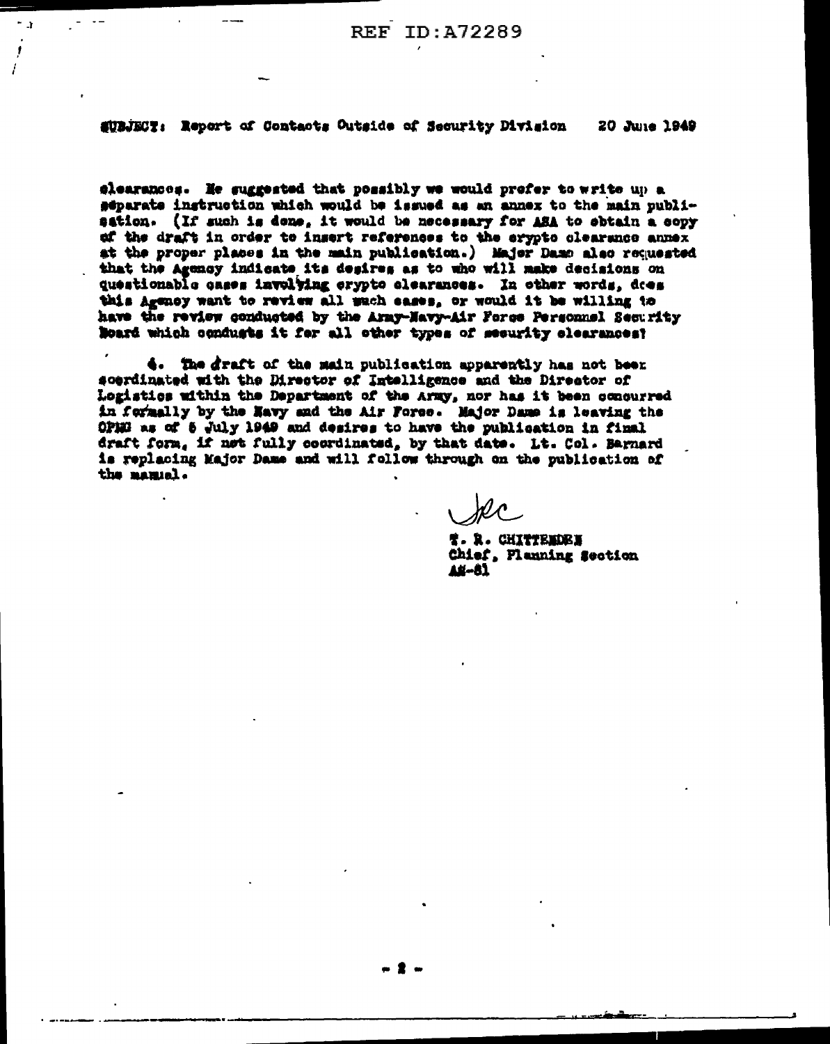SUBJECT: Report of Contacts Outside of Security Division 20 June 1949

clearances. He suggested that possibly we would prefer to write up a separate instruction which would be issued as an annex to the main publication. (If such is done, it would be necessary for ASA to obtain a copy of the draft in order to insert references to the crypto clearance annex at the proper places in the main publication.) Major Dame also requested that the Agency indicate its desires as to who will make decisions on questionable cases involving crypto clearances. In other words, does this Agency want to review all such cases, or would it be willing to have the review conducted by the Army-Navy-Air Force Personnel Security Board which conducts it for all other types of security clearances?

4. The draft of the main publication apparently has not been coordinated with the Director of Intelligence and the Director of Logistics within the Department of the Army, nor has it been concurred in formally by the Navy and the Air Force. Major Dame is leaving the OPMG as of 5 July 1949 and desires to have the publication in final draft form, if not fully coordinated, by that date. Lt. Col. Barnard is replacing Major Dame and will follow through on the publication of the manual.

T. R. CHITTENDEN
Chief, Planning Section
AS-81